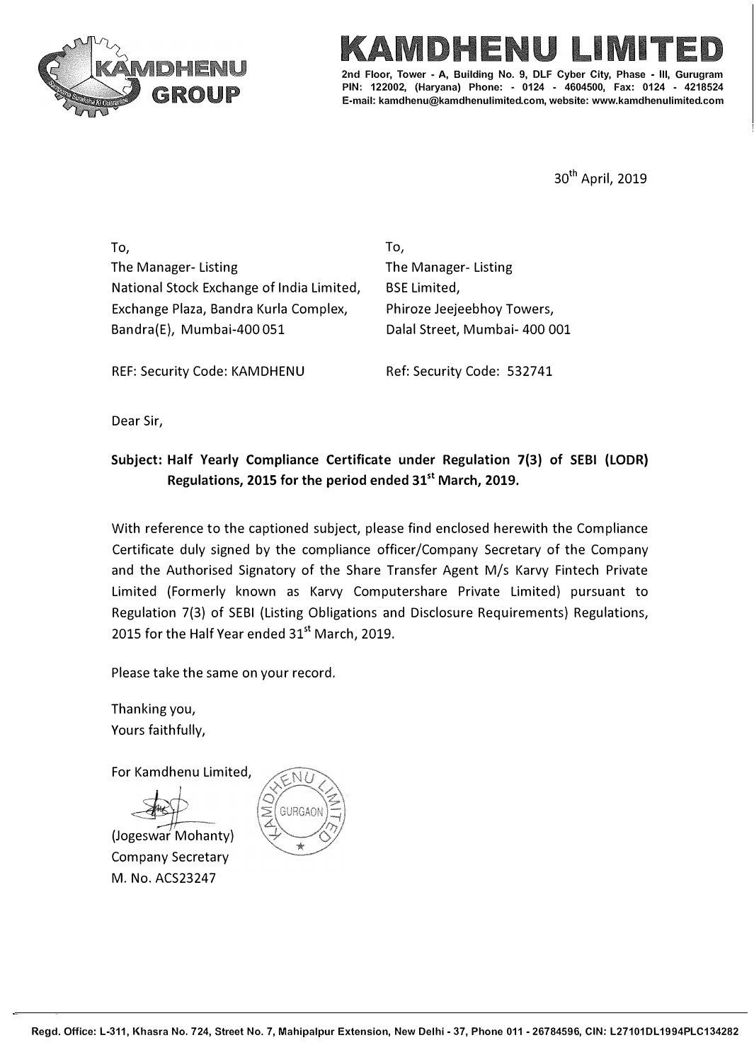# KAMDHENU LIMITED

2nd Floor, Tower - A, Building No. 9, DLF Cyber City, Phase - III, Gurugram
PIN: 122002, (Haryana) Phone: - 0124 - 4604500, Fax: 0124 - 4218524
E-mail: kamdhenu@kamdhenulimited.com, website: www.kamdhenulimited.com

30th April, 2019

To,
The Manager- Listing
National Stock Exchange of India Limited,
Exchange Plaza, Bandra Kurla Complex,
Bandra(E), Mumbai-400 051

REF: Security Code: KAMDHENU

To,
The Manager- Listing
BSE Limited,
Phiroze Jeejeebhoy Towers,
Dalal Street, Mumbai- 400 001

Ref: Security Code: 532741

Dear Sir,

**Subject: Half Yearly Compliance Certificate under Regulation 7(3) of SEBI (LODR) Regulations, 2015 for the period ended 31st March, 2019.**

With reference to the captioned subject, please find enclosed herewith the Compliance Certificate duly signed by the compliance officer/Company Secretary of the Company and the Authorised Signatory of the Share Transfer Agent M/s Karvy Fintech Private Limited (Formerly known as Karvy Computershare Private Limited) pursuant to Regulation 7(3) of SEBI (Listing Obligations and Disclosure Requirements) Regulations, 2015 for the Half Year ended 31st March, 2019.

Please take the same on your record.

Thanking you,
Yours faithfully,

For Kamdhenu Limited,

(Jogeswar Mohanty)
Company Secretary
M. No. ACS23247

Regd. Office: L-311, Khasra No. 724, Street No. 7, Mahipalpur Extension, New Delhi - 37, Phone 011 - 26784596, CIN: L27101DL1994PLC134282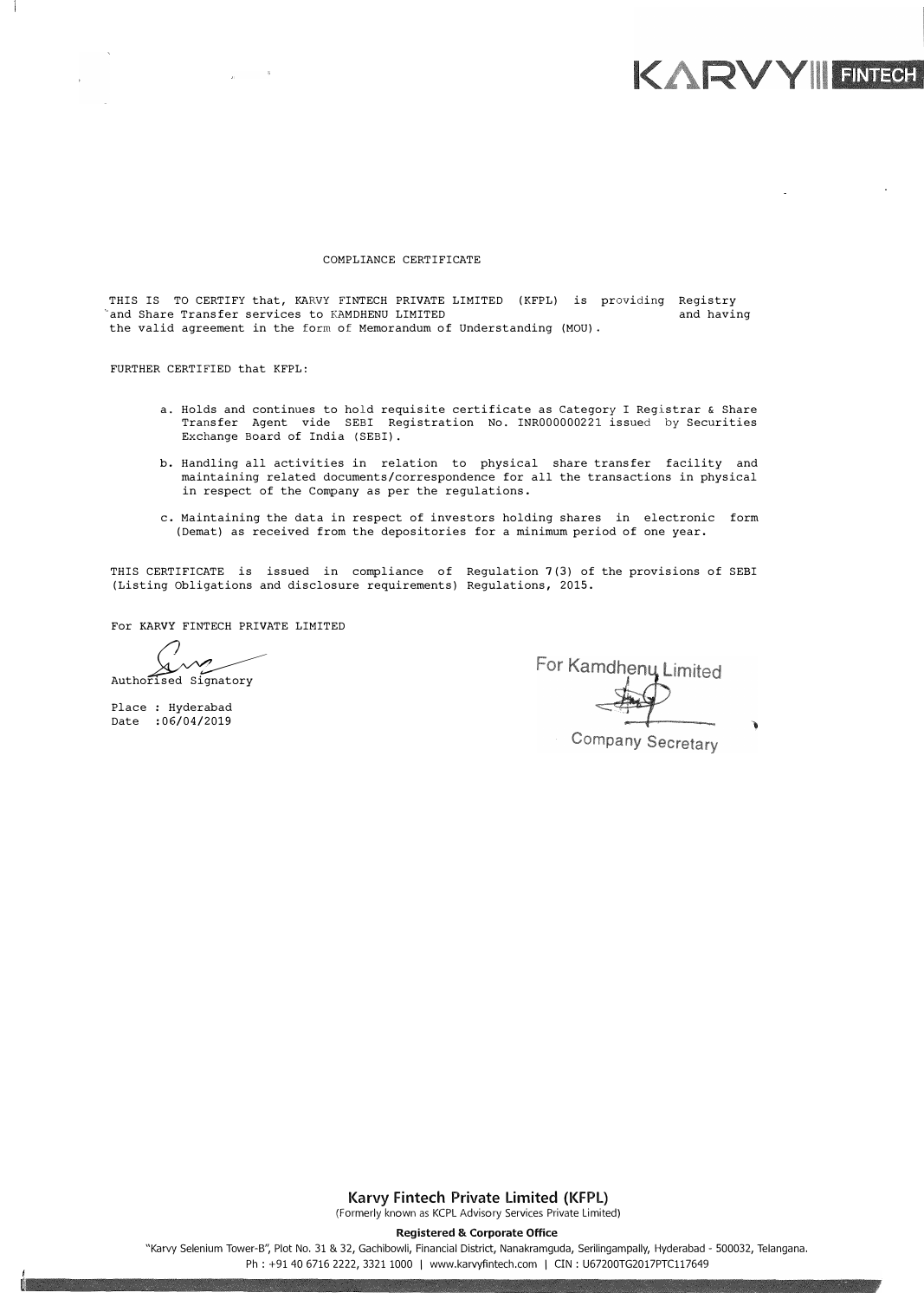KARVY FINTECH

# COMPLIANCE CERTIFICATE

THIS IS TO CERTIFY that, KARVY FINTECH PRIVATE LIMITED (KFPL) is providing Registry and Share Transfer services to KAMDHENU LIMITED and having the valid agreement in the form of Memorandum of Understanding (MOU).

FURTHER CERTIFIED that KFPL:

a. Holds and continues to hold requisite certificate as Category I Registrar & Share Transfer Agent vide SEBI Registration No. INR000000221 issued by Securities Exchange Board of India (SEBI).

b. Handling all activities in relation to physical share transfer facility and maintaining related documents/correspondence for all the transactions in physical in respect of the Company as per the regulations.

c. Maintaining the data in respect of investors holding shares in electronic form (Demat) as received from the depositories for a minimum period of one year.

THIS CERTIFICATE is issued in compliance of Regulation 7(3) of the provisions of SEBI (Listing Obligations and disclosure requirements) Regulations, 2015.

For KARVY FINTECH PRIVATE LIMITED

Authorised Signatory

Place : Hyderabad
Date :06/04/2019

For Kamdhenu Limited

Company Secretary

**Karvy Fintech Private Limited (KFPL)**
(Formerly known as KCPL Advisory Services Private Limited)

**Registered & Corporate Office**
"Karvy Selenium Tower-B", Plot No. 31 & 32, Gachibowli, Financial District, Nanakramguda, Serilingampally, Hyderabad - 500032, Telangana.
Ph : +91 40 6716 2222, 3321 1000 | www.karvyfintech.com | CIN : U67200TG2017PTC117649